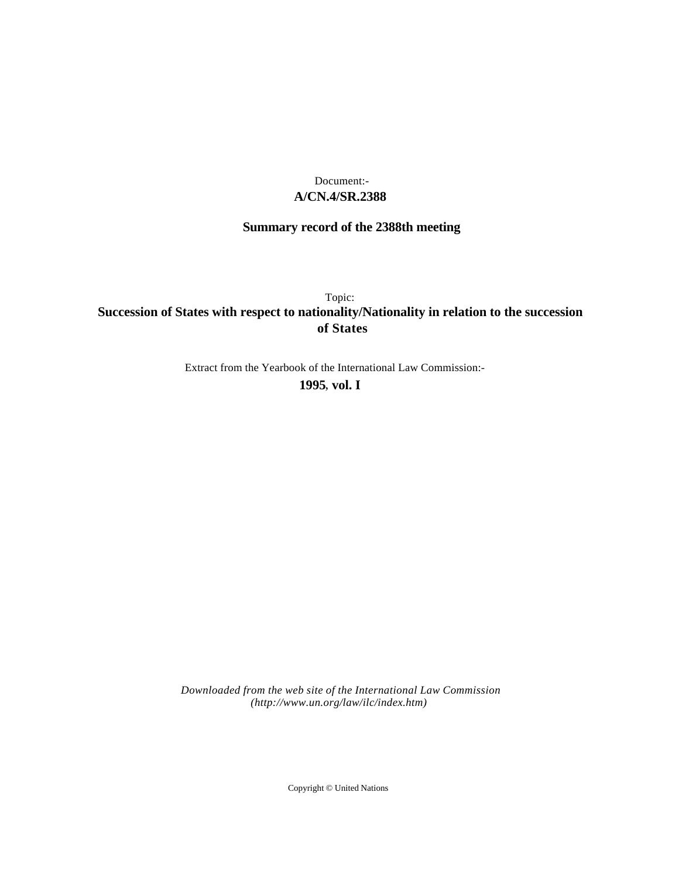Document:-

**A/CN.4/SR.2388**

**Summary record of the 2388th meeting**

Topic:

**Succession of States with respect to nationality/Nationality in relation to the succession of States**

Extract from the Yearbook of the International Law Commission:-

**1995, vol. I**

*Downloaded from the web site of the International Law Commission (http://www.un.org/law/ilc/index.htm)*

Copyright © United Nations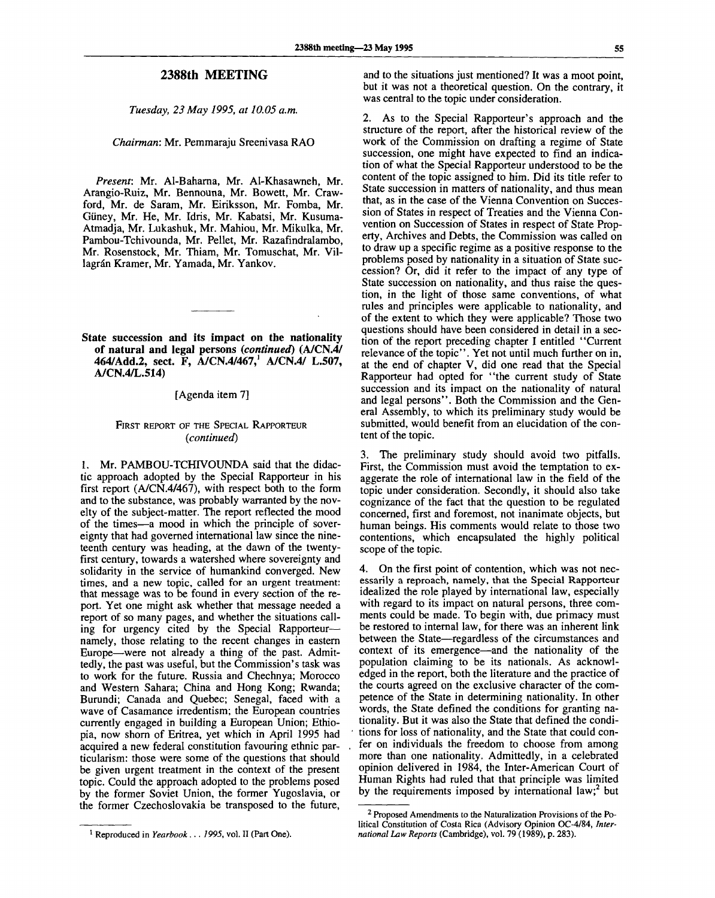## 2388th MEETING

*Tuesday, 23 May 1995, at 10.05 a.m.*

*Chairman*: Mr. Pemmaraju Sreenivasa RAO

*Present*: Mr. Al-Baharna, Mr. Al-Khasawneh, Mr. Arangio-Ruiz, Mr. Bennouna, Mr. Bowett, Mr. Crawford, Mr. de Saram, Mr. Eiriksson, Mr. Fomba, Mr. Güney, Mr. He, Mr. Idris, Mr. Kabatsi, Mr. Kusuma-Atmadja, Mr. Lukashuk, Mr. Mahiou, Mr. Mikulka, Mr. Pambou-Tchivounda, Mr. Pellet, Mr. Razafindralambo, Mr. Rosenstock, Mr. Thiam, Mr. Tomuschat, Mr. Villagrán Kramer, Mr. Yamada, Mr. Yankov.

---

### State succession and its impact on the nationality of natural and legal persons (*continued*) (A/CN.4/464/Add.2, sect. F, A/CN.4/467,[1] A/CN.4/ L.507, A/CN.4/L.514)

[Agenda item 7]

#### FIRST REPORT OF THE SPECIAL RAPPORTEUR (*continued*)

1. Mr. PAMBOU-TCHIVOUNDA said that the didactic approach adopted by the Special Rapporteur in his first report (A/CN.4/467), with respect both to the form and to the substance, was probably warranted by the novelty of the subject-matter. The report reflected the mood of the times—a mood in which the principle of sovereignty that had governed international law since the nineteenth century was heading, at the dawn of the twenty-first century, towards a watershed where sovereignty and solidarity in the service of humankind converged. New times, and a new topic, called for an urgent treatment: that message was to be found in every section of the report. Yet one might ask whether that message needed a report of so many pages, and whether the situations calling for urgency cited by the Special Rapporteur—namely, those relating to the recent changes in eastern Europe—were not already a thing of the past. Admittedly, the past was useful, but the Commission's task was to work for the future. Russia and Chechnya; Morocco and Western Sahara; China and Hong Kong; Rwanda; Burundi; Canada and Quebec; Senegal, faced with a wave of Casamance irredentism; the European countries currently engaged in building a European Union; Ethiopia, now shorn of Eritrea, yet which in April 1995 had acquired a new federal constitution favouring ethnic particularism: those were some of the questions that should be given urgent treatment in the context of the present topic. Could the approach adopted to the problems posed by the former Soviet Union, the former Yugoslavia, or the former Czechoslovakia be transposed to the future, and to the situations just mentioned? It was a moot point, but it was not a theoretical question. On the contrary, it was central to the topic under consideration.

2. As to the Special Rapporteur's approach and the structure of the report, after the historical review of the work of the Commission on drafting a regime of State succession, one might have expected to find an indication of what the Special Rapporteur understood to be the content of the topic assigned to him. Did its title refer to State succession in matters of nationality, and thus mean that, as in the case of the Vienna Convention on Succession of States in respect of Treaties and the Vienna Convention on Succession of States in respect of State Property, Archives and Debts, the Commission was called on to draw up a specific regime as a positive response to the problems posed by nationality in a situation of State succession? Or, did it refer to the impact of any type of State succession on nationality, and thus raise the question, in the light of those same conventions, of what rules and principles were applicable to nationality, and of the extent to which they were applicable? Those two questions should have been considered in detail in a section of the report preceding chapter I entitled "Current relevance of the topic". Yet not until much further on in, at the end of chapter V, did one read that the Special Rapporteur had opted for "the current study of State succession and its impact on the nationality of natural and legal persons". Both the Commission and the General Assembly, to which its preliminary study would be submitted, would benefit from an elucidation of the content of the topic.

3. The preliminary study should avoid two pitfalls. First, the Commission must avoid the temptation to exaggerate the role of international law in the field of the topic under consideration. Secondly, it should also take cognizance of the fact that the question to be regulated concerned, first and foremost, not inanimate objects, but human beings. His comments would relate to those two contentions, which encapsulated the highly political scope of the topic.

4. On the first point of contention, which was not necessarily a reproach, namely, that the Special Rapporteur idealized the role played by international law, especially with regard to its impact on natural persons, three comments could be made. To begin with, due primacy must be restored to internal law, for there was an inherent link between the State—regardless of the circumstances and context of its emergence—and the nationality of the population claiming to be its nationals. As acknowledged in the report, both the literature and the practice of the courts agreed on the exclusive character of the competence of the State in determining nationality. In other words, the State defined the conditions for granting nationality. But it was also the State that defined the conditions for loss of nationality, and the State that could confer on individuals the freedom to choose from among more than one nationality. Admittedly, in a celebrated opinion delivered in 1984, the Inter-American Court of Human Rights had ruled that that principle was limited by the requirements imposed by international law;[2] but

---

[1] Reproduced in *Yearbook . . . 1995*, vol. II (Part One).

[2] Proposed Amendments to the Naturalization Provisions of the Political Constitution of Costa Rica (Advisory Opinion OC-4/84, *International Law Reports* (Cambridge), vol. 79 (1989), p. 283).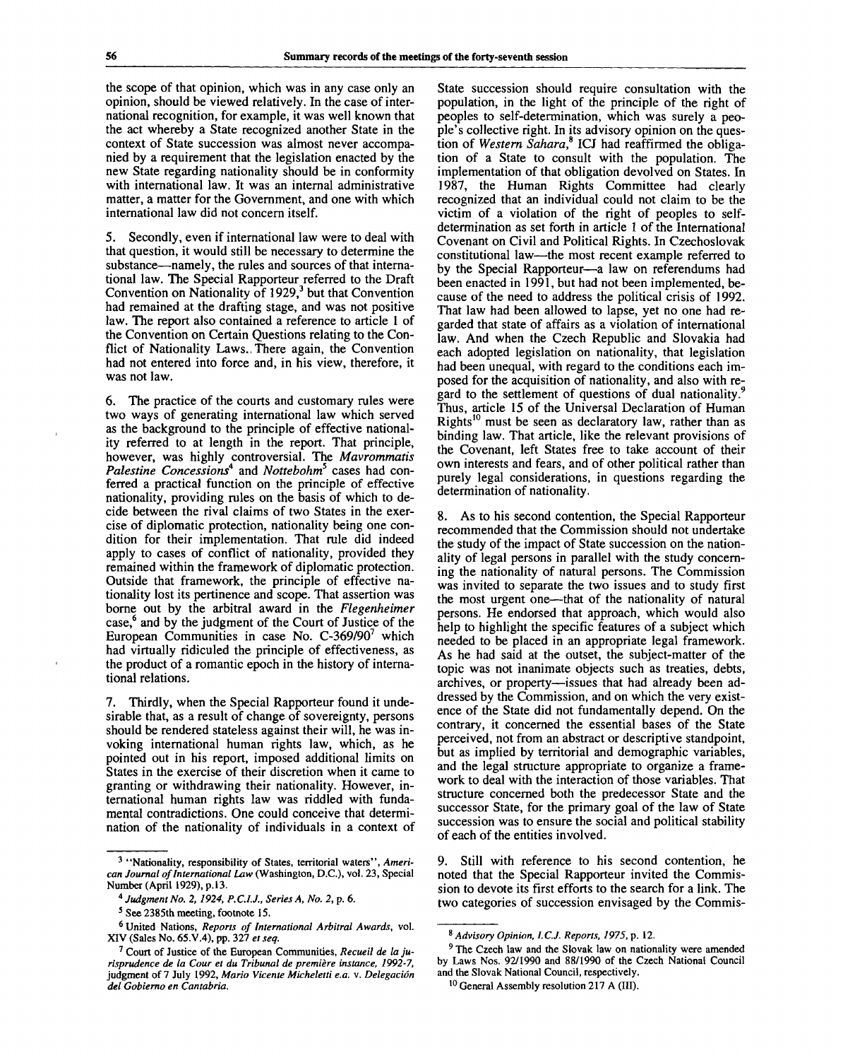the scope of that opinion, which was in any case only an opinion, should be viewed relatively. In the case of international recognition, for example, it was well known that the act whereby a State recognized another State in the context of State succession was almost never accompanied by a requirement that the legislation enacted by the new State regarding nationality should be in conformity with international law. It was an internal administrative matter, a matter for the Government, and one with which international law did not concern itself.

5. Secondly, even if international law were to deal with that question, it would still be necessary to determine the substance—namely, the rules and sources of that international law. The Special Rapporteur referred to the Draft Convention on Nationality of 1929,[3] but that Convention had remained at the drafting stage, and was not positive law. The report also contained a reference to article 1 of the Convention on Certain Questions relating to the Conflict of Nationality Laws. There again, the Convention had not entered into force and, in his view, therefore, it was not law.

6. The practice of the courts and customary rules were two ways of generating international law which served as the background to the principle of effective nationality referred to at length in the report. That principle, however, was highly controversial. The *Mavrommatis Palestine Concessions*[4] and *Nottebohm*[5] cases had conferred a practical function on the principle of effective nationality, providing rules on the basis of which to decide between the rival claims of two States in the exercise of diplomatic protection, nationality being one condition for their implementation. That rule did indeed apply to cases of conflict of nationality, provided they remained within the framework of diplomatic protection. Outside that framework, the principle of effective nationality lost its pertinence and scope. That assertion was borne out by the arbitral award in the *Flegenheimer* case,[6] and by the judgment of the Court of Justice of the European Communities in case No. C-369/90[7] which had virtually ridiculed the principle of effectiveness, as the product of a romantic epoch in the history of international relations.

7. Thirdly, when the Special Rapporteur found it undesirable that, as a result of change of sovereignty, persons should be rendered stateless against their will, he was invoking international human rights law, which, as he pointed out in his report, imposed additional limits on States in the exercise of their discretion when it came to granting or withdrawing their nationality. However, international human rights law was riddled with fundamental contradictions. One could conceive that determination of the nationality of individuals in a context of State succession should require consultation with the population, in the light of the principle of the right of peoples to self-determination, which was surely a people's collective right. In its advisory opinion on the question of *Western Sahara*,[8] ICJ had reaffirmed the obligation of a State to consult with the population. The implementation of that obligation devolved on States. In 1987, the Human Rights Committee had clearly recognized that an individual could not claim to be the victim of a violation of the right of peoples to self-determination as set forth in article 1 of the International Covenant on Civil and Political Rights. In Czechoslovak constitutional law—the most recent example referred to by the Special Rapporteur—a law on referendums had been enacted in 1991, but had not been implemented, because of the need to address the political crisis of 1992. That law had been allowed to lapse, yet no one had regarded that state of affairs as a violation of international law. And when the Czech Republic and Slovakia had each adopted legislation on nationality, that legislation had been unequal, with regard to the conditions each imposed for the acquisition of nationality, and also with regard to the settlement of questions of dual nationality.[9] Thus, article 15 of the Universal Declaration of Human Rights[10] must be seen as declaratory law, rather than as binding law. That article, like the relevant provisions of the Covenant, left States free to take account of their own interests and fears, and of other political rather than purely legal considerations, in questions regarding the determination of nationality.

8. As to his second contention, the Special Rapporteur recommended that the Commission should not undertake the study of the impact of State succession on the nationality of legal persons in parallel with the study concerning the nationality of natural persons. The Commission was invited to separate the two issues and to study first the most urgent one—that of the nationality of natural persons. He endorsed that approach, which would also help to highlight the specific features of a subject which needed to be placed in an appropriate legal framework. As he had said at the outset, the subject-matter of the topic was not inanimate objects such as treaties, debts, archives, or property—issues that had already been addressed by the Commission, and on which the very existence of the State did not fundamentally depend. On the contrary, it concerned the essential bases of the State perceived, not from an abstract or descriptive standpoint, but as implied by territorial and demographic variables, and the legal structure appropriate to organize a framework to deal with the interaction of those variables. That structure concerned both the predecessor State and the successor State, for the primary goal of the law of State succession was to ensure the social and political stability of each of the entities involved.

9. Still with reference to his second contention, he noted that the Special Rapporteur invited the Commission to devote its first efforts to the search for a link. The two categories of succession envisaged by the Commis-

---

[3] "Nationality, responsibility of States, territorial waters", *American Journal of International Law* (Washington, D.C.), vol. 23, Special Number (April 1929), p.13.

[4] *Judgment No. 2, 1924, P.C.I.J., Series A, No. 2*, p. 6.

[5] See 2385th meeting, footnote 15.

[6] United Nations, *Reports of International Arbitral Awards*, vol. XIV (Sales No. 65.V.4), pp. 327 *et seq.*

[7] Court of Justice of the European Communities, *Recueil de la jurisprudence de la Cour et du Tribunal de première instance, 1992-7*, judgment of 7 July 1992, *Mario Vicente Micheletti e.a.* v. *Delegación del Gobierno en Cantabria.*

[8] *Advisory Opinion, I.C.J. Reports, 1975*, p. 12.

[9] The Czech law and the Slovak law on nationality were amended by Laws Nos. 92/1990 and 88/1990 of the Czech National Council and the Slovak National Council, respectively.

[10] General Assembly resolution 217 A (III).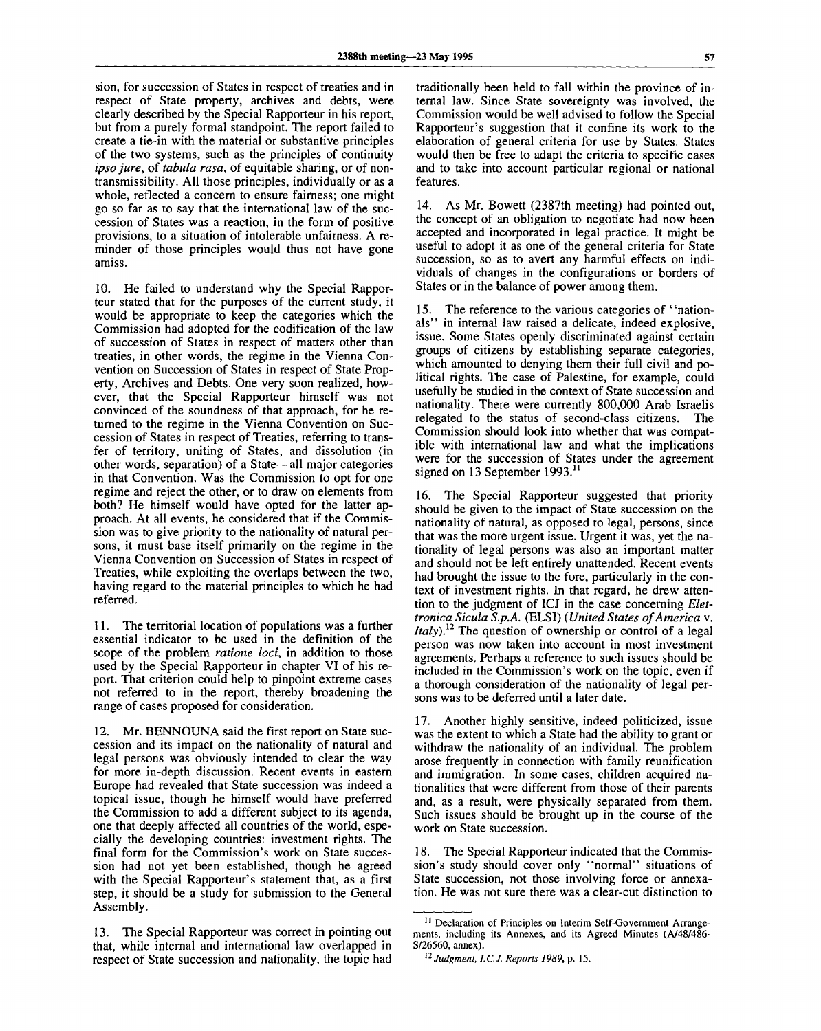sion, for succession of States in respect of treaties and in respect of State property, archives and debts, were clearly described by the Special Rapporteur in his report, but from a purely formal standpoint. The report failed to create a tie-in with the material or substantive principles of the two systems, such as the principles of continuity *ipso jure*, of *tabula rasa*, of equitable sharing, or of non-transmissibility. All those principles, individually or as a whole, reflected a concern to ensure fairness; one might go so far as to say that the international law of the succession of States was a reaction, in the form of positive provisions, to a situation of intolerable unfairness. A reminder of those principles would thus not have gone amiss.

10. He failed to understand why the Special Rapporteur stated that for the purposes of the current study, it would be appropriate to keep the categories which the Commission had adopted for the codification of the law of succession of States in respect of matters other than treaties, in other words, the regime in the Vienna Convention on Succession of States in respect of State Property, Archives and Debts. One very soon realized, however, that the Special Rapporteur himself was not convinced of the soundness of that approach, for he returned to the regime in the Vienna Convention on Succession of States in respect of Treaties, referring to transfer of territory, uniting of States, and dissolution (in other words, separation) of a State—all major categories in that Convention. Was the Commission to opt for one regime and reject the other, or to draw on elements from both? He himself would have opted for the latter approach. At all events, he considered that if the Commission was to give priority to the nationality of natural persons, it must base itself primarily on the regime in the Vienna Convention on Succession of States in respect of Treaties, while exploiting the overlaps between the two, having regard to the material principles to which he had referred.

11. The territorial location of populations was a further essential indicator to be used in the definition of the scope of the problem *ratione loci*, in addition to those used by the Special Rapporteur in chapter VI of his report. That criterion could help to pinpoint extreme cases not referred to in the report, thereby broadening the range of cases proposed for consideration.

12. Mr. BENNOUNA said the first report on State succession and its impact on the nationality of natural and legal persons was obviously intended to clear the way for more in-depth discussion. Recent events in eastern Europe had revealed that State succession was indeed a topical issue, though he himself would have preferred the Commission to add a different subject to its agenda, one that deeply affected all countries of the world, especially the developing countries: investment rights. The final form for the Commission's work on State succession had not yet been established, though he agreed with the Special Rapporteur's statement that, as a first step, it should be a study for submission to the General Assembly.

13. The Special Rapporteur was correct in pointing out that, while internal and international law overlapped in respect of State succession and nationality, the topic had traditionally been held to fall within the province of internal law. Since State sovereignty was involved, the Commission would be well advised to follow the Special Rapporteur's suggestion that it confine its work to the elaboration of general criteria for use by States. States would then be free to adapt the criteria to specific cases and to take into account particular regional or national features.

14. As Mr. Bowett (2387th meeting) had pointed out, the concept of an obligation to negotiate had now been accepted and incorporated in legal practice. It might be useful to adopt it as one of the general criteria for State succession, so as to avert any harmful effects on individuals of changes in the configurations or borders of States or in the balance of power among them.

15. The reference to the various categories of "nationals" in internal law raised a delicate, indeed explosive, issue. Some States openly discriminated against certain groups of citizens by establishing separate categories, which amounted to denying them their full civil and political rights. The case of Palestine, for example, could usefully be studied in the context of State succession and nationality. There were currently 800,000 Arab Israelis relegated to the status of second-class citizens. The Commission should look into whether that was compatible with international law and what the implications were for the succession of States under the agreement signed on 13 September 1993.[11]

16. The Special Rapporteur suggested that priority should be given to the impact of State succession on the nationality of natural, as opposed to legal, persons, since that was the more urgent issue. Urgent it was, yet the nationality of legal persons was also an important matter and should not be left entirely unattended. Recent events had brought the issue to the fore, particularly in the context of investment rights. In that regard, he drew attention to the judgment of ICJ in the case concerning *Elettronica Sicula S.p.A.* (ELSI) (*United States of America* v. *Italy*).[12] The question of ownership or control of a legal person was now taken into account in most investment agreements. Perhaps a reference to such issues should be included in the Commission's work on the topic, even if a thorough consideration of the nationality of legal persons was to be deferred until a later date.

17. Another highly sensitive, indeed politicized, issue was the extent to which a State had the ability to grant or withdraw the nationality of an individual. The problem arose frequently in connection with family reunification and immigration. In some cases, children acquired nationalities that were different from those of their parents and, as a result, were physically separated from them. Such issues should be brought up in the course of the work on State succession.

18. The Special Rapporteur indicated that the Commission's study should cover only "normal" situations of State succession, not those involving force or annexation. He was not sure there was a clear-cut distinction to

---

[11] Declaration of Principles on Interim Self-Government Arrangements, including its Annexes, and its Agreed Minutes (A/48/486-S/26560, annex).

[12] *Judgment, I.C.J. Reports 1989*, p. 15.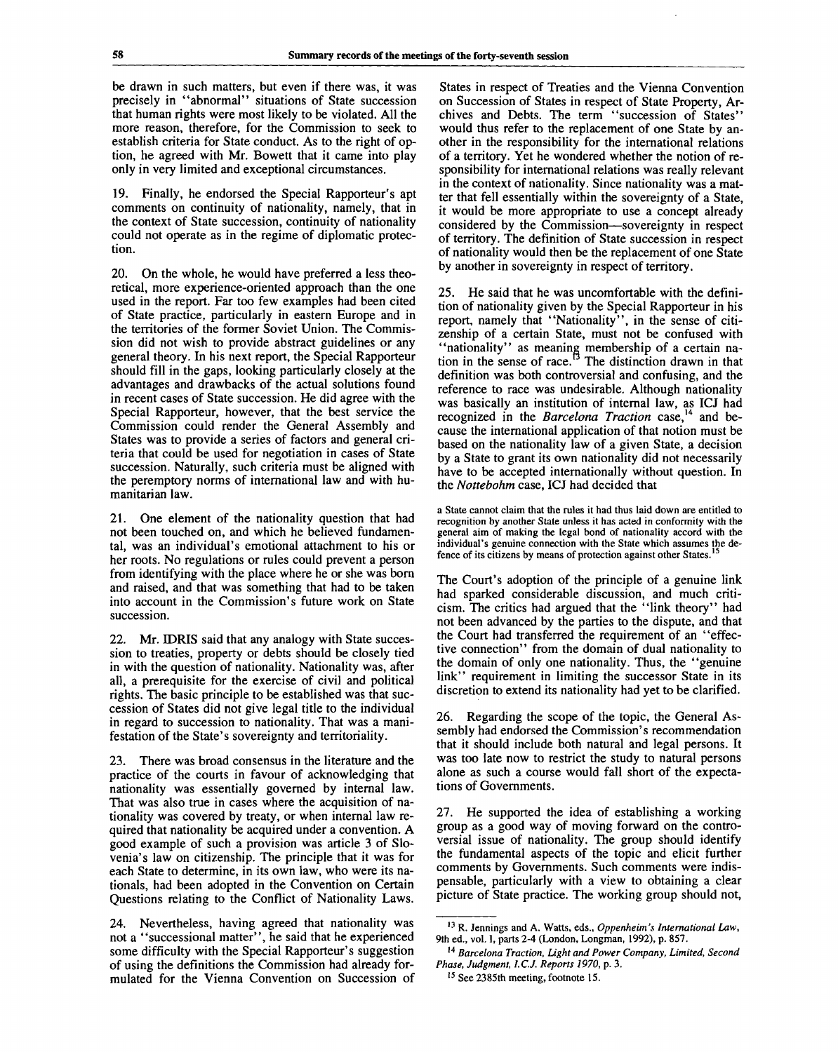be drawn in such matters, but even if there was, it was precisely in "abnormal" situations of State succession that human rights were most likely to be violated. All the more reason, therefore, for the Commission to seek to establish criteria for State conduct. As to the right of option, he agreed with Mr. Bowett that it came into play only in very limited and exceptional circumstances.

19. Finally, he endorsed the Special Rapporteur's apt comments on continuity of nationality, namely, that in the context of State succession, continuity of nationality could not operate as in the regime of diplomatic protection.

20. On the whole, he would have preferred a less theoretical, more experience-oriented approach than the one used in the report. Far too few examples had been cited of State practice, particularly in eastern Europe and in the territories of the former Soviet Union. The Commission did not wish to provide abstract guidelines or any general theory. In his next report, the Special Rapporteur should fill in the gaps, looking particularly closely at the advantages and drawbacks of the actual solutions found in recent cases of State succession. He did agree with the Special Rapporteur, however, that the best service the Commission could render the General Assembly and States was to provide a series of factors and general criteria that could be used for negotiation in cases of State succession. Naturally, such criteria must be aligned with the peremptory norms of international law and with humanitarian law.

21. One element of the nationality question that had not been touched on, and which he believed fundamental, was an individual's emotional attachment to his or her roots. No regulations or rules could prevent a person from identifying with the place where he or she was born and raised, and that was something that had to be taken into account in the Commission's future work on State succession.

22. Mr. IDRIS said that any analogy with State succession to treaties, property or debts should be closely tied in with the question of nationality. Nationality was, after all, a prerequisite for the exercise of civil and political rights. The basic principle to be established was that succession of States did not give legal title to the individual in regard to succession to nationality. That was a manifestation of the State's sovereignty and territoriality.

23. There was broad consensus in the literature and the practice of the courts in favour of acknowledging that nationality was essentially governed by internal law. That was also true in cases where the acquisition of nationality was covered by treaty, or when internal law required that nationality be acquired under a convention. A good example of such a provision was article 3 of Slovenia's law on citizenship. The principle that it was for each State to determine, in its own law, who were its nationals, had been adopted in the Convention on Certain Questions relating to the Conflict of Nationality Laws.

24. Nevertheless, having agreed that nationality was not a "successional matter", he said that he experienced some difficulty with the Special Rapporteur's suggestion of using the definitions the Commission had already formulated for the Vienna Convention on Succession of States in respect of Treaties and the Vienna Convention on Succession of States in respect of State Property, Archives and Debts. The term "succession of States" would thus refer to the replacement of one State by another in the responsibility for the international relations of a territory. Yet he wondered whether the notion of responsibility for international relations was really relevant in the context of nationality. Since nationality was a matter that fell essentially within the sovereignty of a State, it would be more appropriate to use a concept already considered by the Commission—sovereignty in respect of territory. The definition of State succession in respect of nationality would then be the replacement of one State by another in sovereignty in respect of territory.

25. He said that he was uncomfortable with the definition of nationality given by the Special Rapporteur in his report, namely that "Nationality", in the sense of citizenship of a certain State, must not be confused with "nationality" as meaning membership of a certain nation in the sense of race.[13] The distinction drawn in that definition was both controversial and confusing, and the reference to race was undesirable. Although nationality was basically an institution of internal law, as ICJ had recognized in the *Barcelona Traction* case,[14] and because the international application of that notion must be based on the nationality law of a given State, a decision by a State to grant its own nationality did not necessarily have to be accepted internationally without question. In the *Nottebohm* case, ICJ had decided that

> a State cannot claim that the rules it had thus laid down are entitled to recognition by another State unless it has acted in conformity with the general aim of making the legal bond of nationality accord with the individual's genuine connection with the State which assumes the defence of its citizens by means of protection against other States.[15]

The Court's adoption of the principle of a genuine link had sparked considerable discussion, and much criticism. The critics had argued that the "link theory" had not been advanced by the parties to the dispute, and that the Court had transferred the requirement of an "effective connection" from the domain of dual nationality to the domain of only one nationality. Thus, the "genuine link" requirement in limiting the successor State in its discretion to extend its nationality had yet to be clarified.

26. Regarding the scope of the topic, the General Assembly had endorsed the Commission's recommendation that it should include both natural and legal persons. It was too late now to restrict the study to natural persons alone as such a course would fall short of the expectations of Governments.

27. He supported the idea of establishing a working group as a good way of moving forward on the controversial issue of nationality. The group should identify the fundamental aspects of the topic and elicit further comments by Governments. Such comments were indispensable, particularly with a view to obtaining a clear picture of State practice. The working group should not,

---

[13] R. Jennings and A. Watts, eds., *Oppenheim's International Law*, 9th ed., vol. I, parts 2-4 (London, Longman, 1992), p. 857.

[14] *Barcelona Traction, Light and Power Company, Limited, Second Phase, Judgment, I.C.J. Reports 1970*, p. 3.

[15] See 2385th meeting, footnote 15.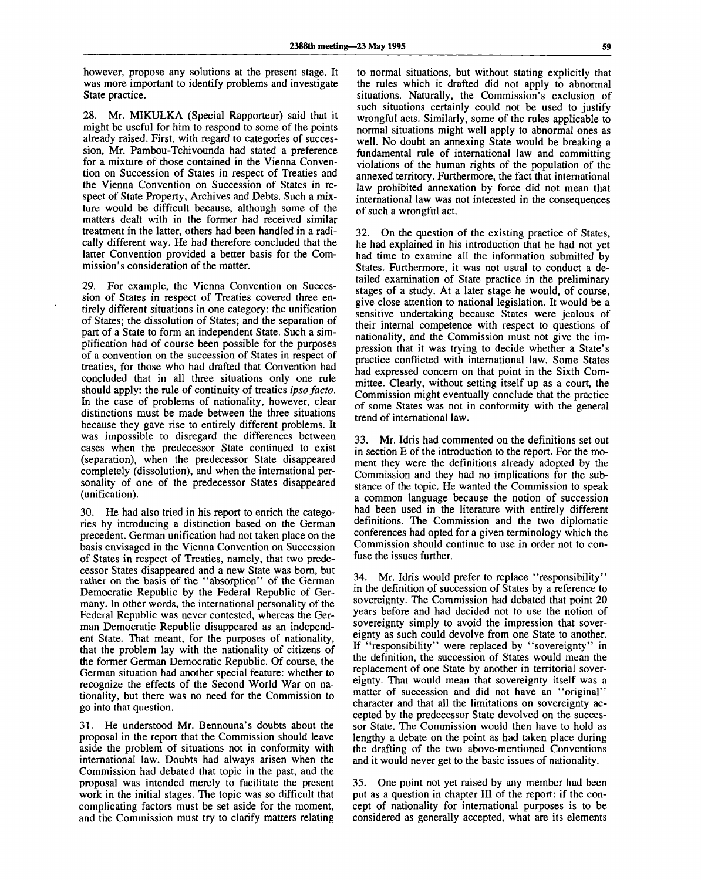however, propose any solutions at the present stage. It was more important to identify problems and investigate State practice.

28. Mr. MIKULKA (Special Rapporteur) said that it might be useful for him to respond to some of the points already raised. First, with regard to categories of succession, Mr. Pambou-Tchivounda had stated a preference for a mixture of those contained in the Vienna Convention on Succession of States in respect of Treaties and the Vienna Convention on Succession of States in respect of State Property, Archives and Debts. Such a mixture would be difficult because, although some of the matters dealt with in the former had received similar treatment in the latter, others had been handled in a radically different way. He had therefore concluded that the latter Convention provided a better basis for the Commission's consideration of the matter.

29. For example, the Vienna Convention on Succession of States in respect of Treaties covered three entirely different situations in one category: the unification of States; the dissolution of States; and the separation of part of a State to form an independent State. Such a simplification had of course been possible for the purposes of a convention on the succession of States in respect of treaties, for those who had drafted that Convention had concluded that in all three situations only one rule should apply: the rule of continuity of treaties *ipso facto*. In the case of problems of nationality, however, clear distinctions must be made between the three situations because they gave rise to entirely different problems. It was impossible to disregard the differences between cases when the predecessor State continued to exist (separation), when the predecessor State disappeared completely (dissolution), and when the international personality of one of the predecessor States disappeared (unification).

30. He had also tried in his report to enrich the categories by introducing a distinction based on the German precedent. German unification had not taken place on the basis envisaged in the Vienna Convention on Succession of States in respect of Treaties, namely, that two predecessor States disappeared and a new State was born, but rather on the basis of the "absorption" of the German Democratic Republic by the Federal Republic of Germany. In other words, the international personality of the Federal Republic was never contested, whereas the German Democratic Republic disappeared as an independent State. That meant, for the purposes of nationality, that the problem lay with the nationality of citizens of the former German Democratic Republic. Of course, the German situation had another special feature: whether to recognize the effects of the Second World War on nationality, but there was no need for the Commission to go into that question.

31. He understood Mr. Bennouna's doubts about the proposal in the report that the Commission should leave aside the problem of situations not in conformity with international law. Doubts had always arisen when the Commission had debated that topic in the past, and the proposal was intended merely to facilitate the present work in the initial stages. The topic was so difficult that complicating factors must be set aside for the moment, and the Commission must try to clarify matters relating to normal situations, but without stating explicitly that the rules which it drafted did not apply to abnormal situations. Naturally, the Commission's exclusion of such situations certainly could not be used to justify wrongful acts. Similarly, some of the rules applicable to normal situations might well apply to abnormal ones as well. No doubt an annexing State would be breaking a fundamental rule of international law and committing violations of the human rights of the population of the annexed territory. Furthermore, the fact that international law prohibited annexation by force did not mean that international law was not interested in the consequences of such a wrongful act.

32. On the question of the existing practice of States, he had explained in his introduction that he had not yet had time to examine all the information submitted by States. Furthermore, it was not usual to conduct a detailed examination of State practice in the preliminary stages of a study. At a later stage he would, of course, give close attention to national legislation. It would be a sensitive undertaking because States were jealous of their internal competence with respect to questions of nationality, and the Commission must not give the impression that it was trying to decide whether a State's practice conflicted with international law. Some States had expressed concern on that point in the Sixth Committee. Clearly, without setting itself up as a court, the Commission might eventually conclude that the practice of some States was not in conformity with the general trend of international law.

33. Mr. Idris had commented on the definitions set out in section E of the introduction to the report. For the moment they were the definitions already adopted by the Commission and they had no implications for the substance of the topic. He wanted the Commission to speak a common language because the notion of succession had been used in the literature with entirely different definitions. The Commission and the two diplomatic conferences had opted for a given terminology which the Commission should continue to use in order not to confuse the issues further.

34. Mr. Idris would prefer to replace "responsibility" in the definition of succession of States by a reference to sovereignty. The Commission had debated that point 20 years before and had decided not to use the notion of sovereignty simply to avoid the impression that sovereignty as such could devolve from one State to another. If "responsibility" were replaced by "sovereignty" in the definition, the succession of States would mean the replacement of one State by another in territorial sovereignty. That would mean that sovereignty itself was a matter of succession and did not have an "original" character and that all the limitations on sovereignty accepted by the predecessor State devolved on the successor State. The Commission would then have to hold as lengthy a debate on the point as had taken place during the drafting of the two above-mentioned Conventions and it would never get to the basic issues of nationality.

35. One point not yet raised by any member had been put as a question in chapter III of the report: if the concept of nationality for international purposes is to be considered as generally accepted, what are its elements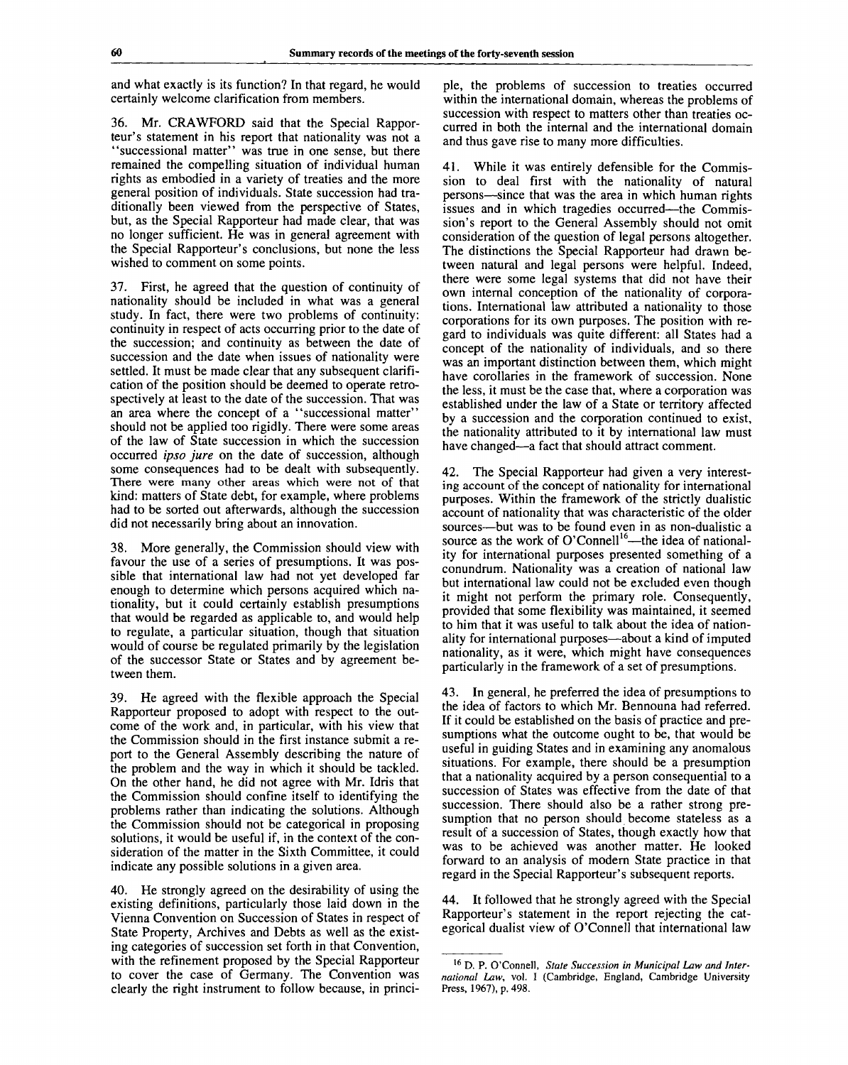and what exactly is its function? In that regard, he would certainly welcome clarification from members.

36. Mr. CRAWFORD said that the Special Rapporteur's statement in his report that nationality was not a "successional matter" was true in one sense, but there remained the compelling situation of individual human rights as embodied in a variety of treaties and the more general position of individuals. State succession had traditionally been viewed from the perspective of States, but, as the Special Rapporteur had made clear, that was no longer sufficient. He was in general agreement with the Special Rapporteur's conclusions, but none the less wished to comment on some points.

37. First, he agreed that the question of continuity of nationality should be included in what was a general study. In fact, there were two problems of continuity: continuity in respect of acts occurring prior to the date of the succession; and continuity as between the date of succession and the date when issues of nationality were settled. It must be made clear that any subsequent clarification of the position should be deemed to operate retrospectively at least to the date of the succession. That was an area where the concept of a "successional matter" should not be applied too rigidly. There were some areas of the law of State succession in which the succession occurred *ipso jure* on the date of succession, although some consequences had to be dealt with subsequently. There were many other areas which were not of that kind: matters of State debt, for example, where problems had to be sorted out afterwards, although the succession did not necessarily bring about an innovation.

38. More generally, the Commission should view with favour the use of a series of presumptions. It was possible that international law had not yet developed far enough to determine which persons acquired which nationality, but it could certainly establish presumptions that would be regarded as applicable to, and would help to regulate, a particular situation, though that situation would of course be regulated primarily by the legislation of the successor State or States and by agreement between them.

39. He agreed with the flexible approach the Special Rapporteur proposed to adopt with respect to the outcome of the work and, in particular, with his view that the Commission should in the first instance submit a report to the General Assembly describing the nature of the problem and the way in which it should be tackled. On the other hand, he did not agree with Mr. Idris that the Commission should confine itself to identifying the problems rather than indicating the solutions. Although the Commission should not be categorical in proposing solutions, it would be useful if, in the context of the consideration of the matter in the Sixth Committee, it could indicate any possible solutions in a given area.

40. He strongly agreed on the desirability of using the existing definitions, particularly those laid down in the Vienna Convention on Succession of States in respect of State Property, Archives and Debts as well as the existing categories of succession set forth in that Convention, with the refinement proposed by the Special Rapporteur to cover the case of Germany. The Convention was clearly the right instrument to follow because, in principle, the problems of succession to treaties occurred within the international domain, whereas the problems of succession with respect to matters other than treaties occurred in both the internal and the international domain and thus gave rise to many more difficulties.

41. While it was entirely defensible for the Commission to deal first with the nationality of natural persons—since that was the area in which human rights issues and in which tragedies occurred—the Commission's report to the General Assembly should not omit consideration of the question of legal persons altogether. The distinctions the Special Rapporteur had drawn between natural and legal persons were helpful. Indeed, there were some legal systems that did not have their own internal conception of the nationality of corporations. International law attributed a nationality to those corporations for its own purposes. The position with regard to individuals was quite different: all States had a concept of the nationality of individuals, and so there was an important distinction between them, which might have corollaries in the framework of succession. None the less, it must be the case that, where a corporation was established under the law of a State or territory affected by a succession and the corporation continued to exist, the nationality attributed to it by international law must have changed—a fact that should attract comment.

42. The Special Rapporteur had given a very interesting account of the concept of nationality for international purposes. Within the framework of the strictly dualistic account of nationality that was characteristic of the older sources—but was to be found even in as non-dualistic a source as the work of O'Connell[16]—the idea of nationality for international purposes presented something of a conundrum. Nationality was a creation of national law but international law could not be excluded even though it might not perform the primary role. Consequently, provided that some flexibility was maintained, it seemed to him that it was useful to talk about the idea of nationality for international purposes—about a kind of imputed nationality, as it were, which might have consequences particularly in the framework of a set of presumptions.

43. In general, he preferred the idea of presumptions to the idea of factors to which Mr. Bennouna had referred. If it could be established on the basis of practice and presumptions what the outcome ought to be, that would be useful in guiding States and in examining any anomalous situations. For example, there should be a presumption that a nationality acquired by a person consequential to a succession of States was effective from the date of that succession. There should also be a rather strong presumption that no person should become stateless as a result of a succession of States, though exactly how that was to be achieved was another matter. He looked forward to an analysis of modern State practice in that regard in the Special Rapporteur's subsequent reports.

44. It followed that he strongly agreed with the Special Rapporteur's statement in the report rejecting the categorical dualist view of O'Connell that international law

[16] D. P. O'Connell, *State Succession in Municipal Law and International Law*, vol. I (Cambridge, England, Cambridge University Press, 1967), p. 498.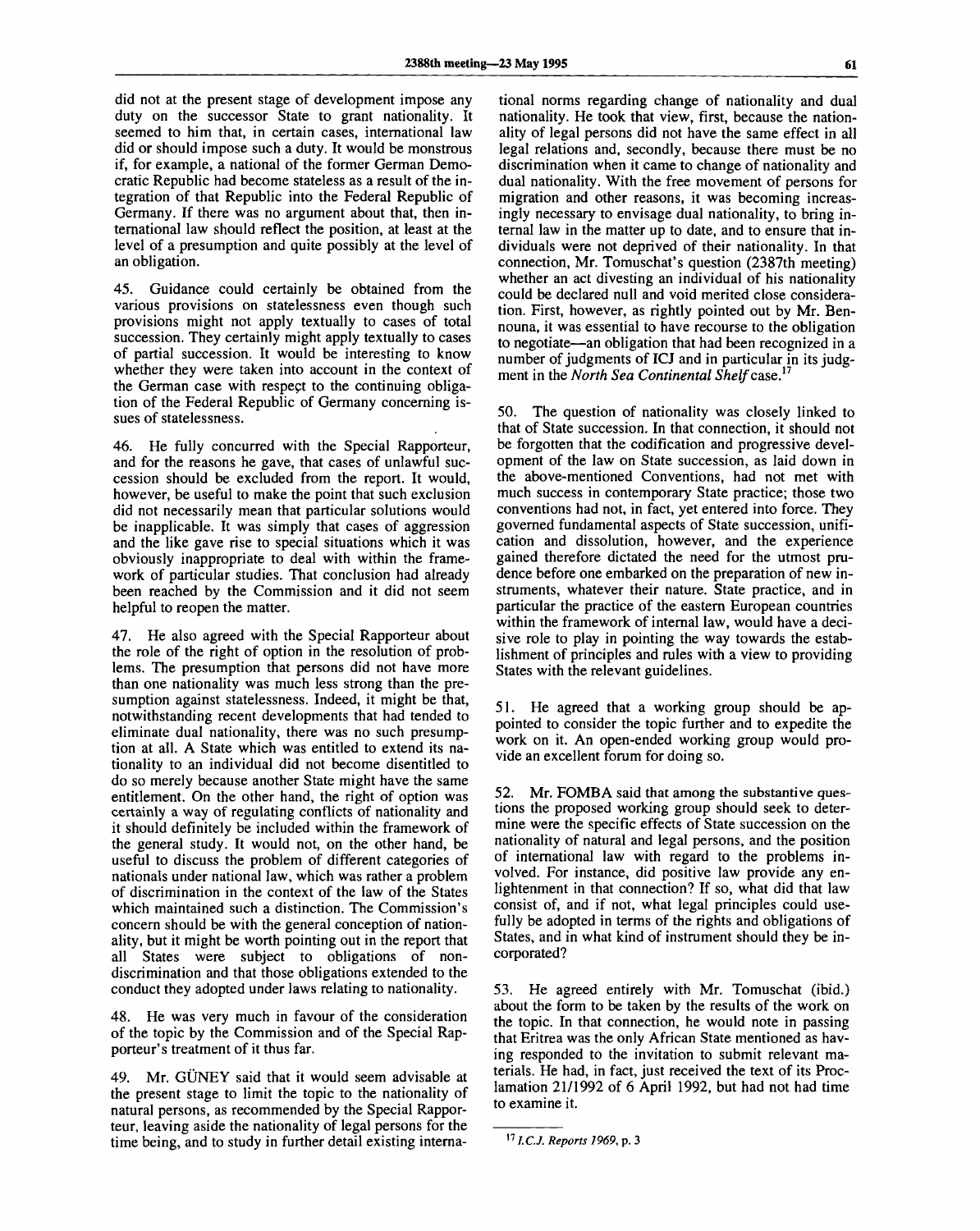did not at the present stage of development impose any duty on the successor State to grant nationality. It seemed to him that, in certain cases, international law did or should impose such a duty. It would be monstrous if, for example, a national of the former German Democratic Republic had become stateless as a result of the integration of that Republic into the Federal Republic of Germany. If there was no argument about that, then international law should reflect the position, at least at the level of a presumption and quite possibly at the level of an obligation.

45. Guidance could certainly be obtained from the various provisions on statelessness even though such provisions might not apply textually to cases of total succession. They certainly might apply textually to cases of partial succession. It would be interesting to know whether they were taken into account in the context of the German case with respect to the continuing obligation of the Federal Republic of Germany concerning issues of statelessness.

46. He fully concurred with the Special Rapporteur, and for the reasons he gave, that cases of unlawful succession should be excluded from the report. It would, however, be useful to make the point that such exclusion did not necessarily mean that particular solutions would be inapplicable. It was simply that cases of aggression and the like gave rise to special situations which it was obviously inappropriate to deal with within the framework of particular studies. That conclusion had already been reached by the Commission and it did not seem helpful to reopen the matter.

47. He also agreed with the Special Rapporteur about the role of the right of option in the resolution of problems. The presumption that persons did not have more than one nationality was much less strong than the presumption against statelessness. Indeed, it might be that, notwithstanding recent developments that had tended to eliminate dual nationality, there was no such presumption at all. A State which was entitled to extend its nationality to an individual did not become disentitled to do so merely because another State might have the same entitlement. On the other hand, the right of option was certainly a way of regulating conflicts of nationality and it should definitely be included within the framework of the general study. It would not, on the other hand, be useful to discuss the problem of different categories of nationals under national law, which was rather a problem of discrimination in the context of the law of the States which maintained such a distinction. The Commission's concern should be with the general conception of nationality, but it might be worth pointing out in the report that all States were subject to obligations of non-discrimination and that those obligations extended to the conduct they adopted under laws relating to nationality.

48. He was very much in favour of the consideration of the topic by the Commission and of the Special Rapporteur's treatment of it thus far.

49. Mr. GÜNEY said that it would seem advisable at the present stage to limit the topic to the nationality of natural persons, as recommended by the Special Rapporteur, leaving aside the nationality of legal persons for the time being, and to study in further detail existing international norms regarding change of nationality and dual nationality. He took that view, first, because the nationality of legal persons did not have the same effect in all legal relations and, secondly, because there must be no discrimination when it came to change of nationality and dual nationality. With the free movement of persons for migration and other reasons, it was becoming increasingly necessary to envisage dual nationality, to bring internal law in the matter up to date, and to ensure that individuals were not deprived of their nationality. In that connection, Mr. Tomuschat's question (2387th meeting) whether an act divesting an individual of his nationality could be declared null and void merited close consideration. First, however, as rightly pointed out by Mr. Bennouna, it was essential to have recourse to the obligation to negotiate—an obligation that had been recognized in a number of judgments of ICJ and in particular in its judgment in the *North Sea Continental Shelf* case.[17]

50. The question of nationality was closely linked to that of State succession. In that connection, it should not be forgotten that the codification and progressive development of the law on State succession, as laid down in the above-mentioned Conventions, had not met with much success in contemporary State practice; those two conventions had not, in fact, yet entered into force. They governed fundamental aspects of State succession, unification and dissolution, however, and the experience gained therefore dictated the need for the utmost prudence before one embarked on the preparation of new instruments, whatever their nature. State practice, and in particular the practice of the eastern European countries within the framework of internal law, would have a decisive role to play in pointing the way towards the establishment of principles and rules with a view to providing States with the relevant guidelines.

51. He agreed that a working group should be appointed to consider the topic further and to expedite the work on it. An open-ended working group would provide an excellent forum for doing so.

52. Mr. FOMBA said that among the substantive questions the proposed working group should seek to determine were the specific effects of State succession on the nationality of natural and legal persons, and the position of international law with regard to the problems involved. For instance, did positive law provide any enlightenment in that connection? If so, what did that law consist of, and if not, what legal principles could usefully be adopted in terms of the rights and obligations of States, and in what kind of instrument should they be incorporated?

53. He agreed entirely with Mr. Tomuschat (ibid.) about the form to be taken by the results of the work on the topic. In that connection, he would note in passing that Eritrea was the only African State mentioned as having responded to the invitation to submit relevant materials. He had, in fact, just received the text of its Proclamation 21/1992 of 6 April 1992, but had not had time to examine it.

---

[17] *I.C.J. Reports 1969*, p. 3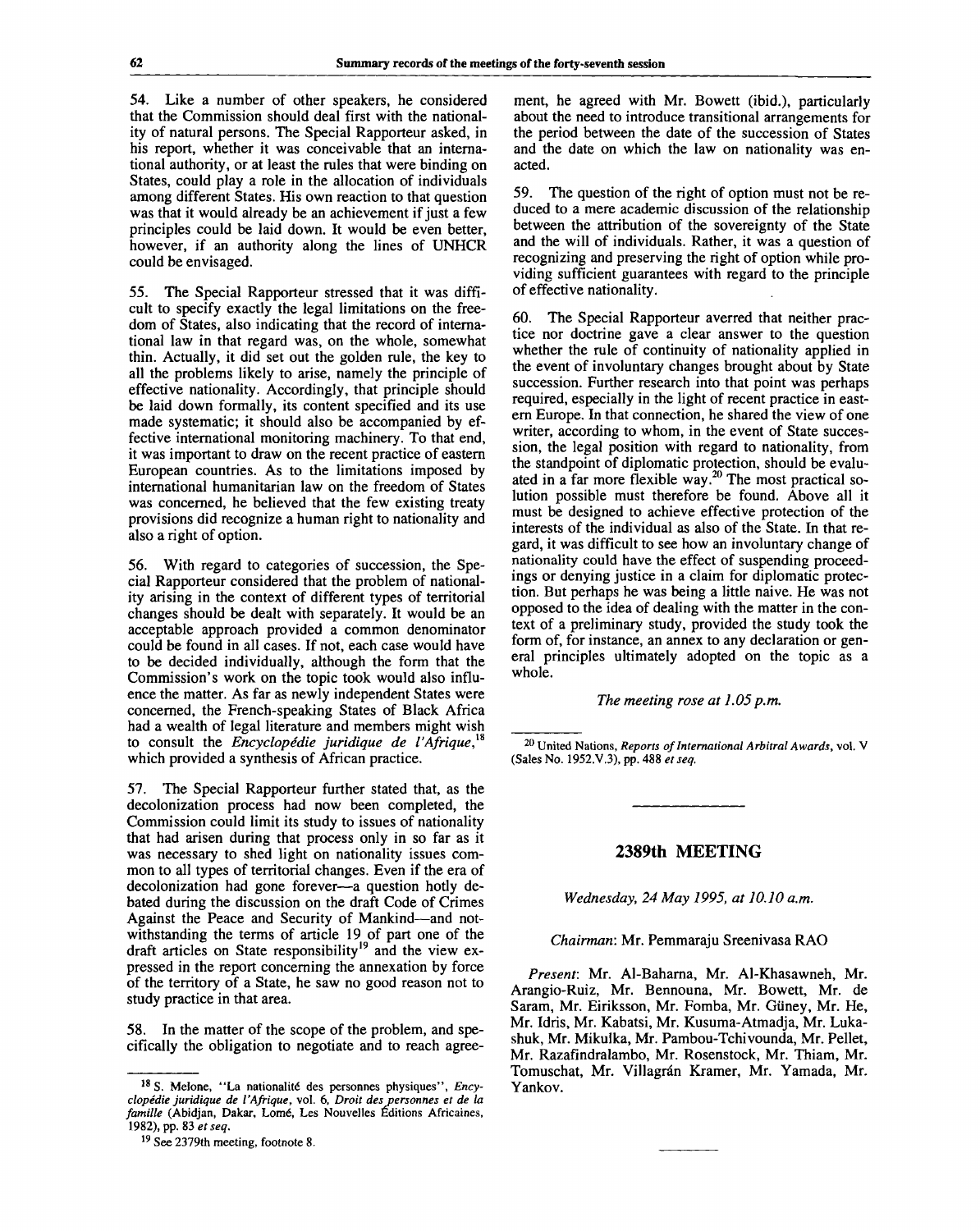54. Like a number of other speakers, he considered that the Commission should deal first with the nationality of natural persons. The Special Rapporteur asked, in his report, whether it was conceivable that an international authority, or at least the rules that were binding on States, could play a role in the allocation of individuals among different States. His own reaction to that question was that it would already be an achievement if just a few principles could be laid down. It would be even better, however, if an authority along the lines of UNHCR could be envisaged.

55. The Special Rapporteur stressed that it was difficult to specify exactly the legal limitations on the freedom of States, also indicating that the record of international law in that regard was, on the whole, somewhat thin. Actually, it did set out the golden rule, the key to all the problems likely to arise, namely the principle of effective nationality. Accordingly, that principle should be laid down formally, its content specified and its use made systematic; it should also be accompanied by effective international monitoring machinery. To that end, it was important to draw on the recent practice of eastern European countries. As to the limitations imposed by international humanitarian law on the freedom of States was concerned, he believed that the few existing treaty provisions did recognize a human right to nationality and also a right of option.

56. With regard to categories of succession, the Special Rapporteur considered that the problem of nationality arising in the context of different types of territorial changes should be dealt with separately. It would be an acceptable approach provided a common denominator could be found in all cases. If not, each case would have to be decided individually, although the form that the Commission's work on the topic took would also influence the matter. As far as newly independent States were concerned, the French-speaking States of Black Africa had a wealth of legal literature and members might wish to consult the *Encyclopédie juridique de l'Afrique*,[18] which provided a synthesis of African practice.

57. The Special Rapporteur further stated that, as the decolonization process had now been completed, the Commission could limit its study to issues of nationality that had arisen during that process only in so far as it was necessary to shed light on nationality issues common to all types of territorial changes. Even if the era of decolonization had gone forever—a question hotly debated during the discussion on the draft Code of Crimes Against the Peace and Security of Mankind—and notwithstanding the terms of article 19 of part one of the draft articles on State responsibility[19] and the view expressed in the report concerning the annexation by force of the territory of a State, he saw no good reason not to study practice in that area.

58. In the matter of the scope of the problem, and specifically the obligation to negotiate and to reach agreement, he agreed with Mr. Bowett (ibid.), particularly about the need to introduce transitional arrangements for the period between the date of the succession of States and the date on which the law on nationality was enacted.

59. The question of the right of option must not be reduced to a mere academic discussion of the relationship between the attribution of the sovereignty of the State and the will of individuals. Rather, it was a question of recognizing and preserving the right of option while providing sufficient guarantees with regard to the principle of effective nationality.

60. The Special Rapporteur averred that neither practice nor doctrine gave a clear answer to the question whether the rule of continuity of nationality applied in the event of involuntary changes brought about by State succession. Further research into that point was perhaps required, especially in the light of recent practice in eastern Europe. In that connection, he shared the view of one writer, according to whom, in the event of State succession, the legal position with regard to nationality, from the standpoint of diplomatic protection, should be evaluated in a far more flexible way.[20] The most practical solution possible must therefore be found. Above all it must be designed to achieve effective protection of the interests of the individual as also of the State. In that regard, it was difficult to see how an involuntary change of nationality could have the effect of suspending proceedings or denying justice in a claim for diplomatic protection. But perhaps he was being a little naive. He was not opposed to the idea of dealing with the matter in the context of a preliminary study, provided the study took the form of, for instance, an annex to any declaration or general principles ultimately adopted on the topic as a whole.

*The meeting rose at 1.05 p.m.*

---

[18] S. Melone, "La nationalité des personnes physiques", *Encyclopédie juridique de l'Afrique*, vol. 6, *Droit des personnes et de la famille* (Abidjan, Dakar, Lomé, Les Nouvelles Éditions Africaines, 1982), pp. 83 *et seq.*

[19] See 2379th meeting, footnote 8.

[20] United Nations, *Reports of International Arbitral Awards*, vol. V (Sales No. 1952.V.3), pp. 488 *et seq.*

---

## 2389th MEETING

*Wednesday, 24 May 1995, at 10.10 a.m.*

*Chairman*: Mr. Pemmaraju Sreenivasa RAO

*Present*: Mr. Al-Baharna, Mr. Al-Khasawneh, Mr. Arangio-Ruiz, Mr. Bennouna, Mr. Bowett, Mr. de Saram, Mr. Eiriksson, Mr. Fomba, Mr. Güney, Mr. He, Mr. Idris, Mr. Kabatsi, Mr. Kusuma-Atmadja, Mr. Lukashuk, Mr. Mikulka, Mr. Pambou-Tchivounda, Mr. Pellet, Mr. Razafindralambo, Mr. Rosenstock, Mr. Thiam, Mr. Tomuschat, Mr. Villagrán Kramer, Mr. Yamada, Mr. Yankov.